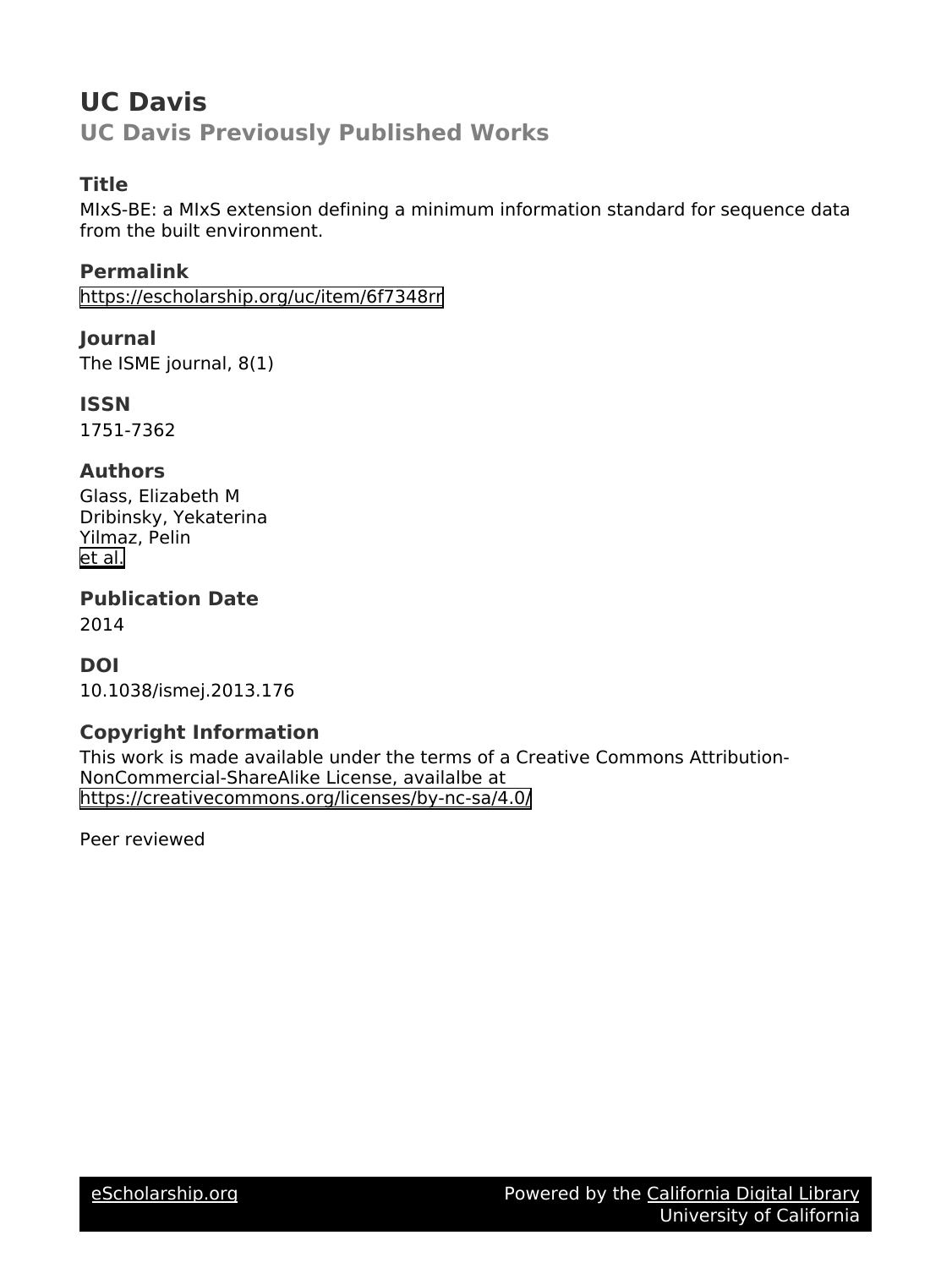# UC Davis

## UC Davis Previously Published Works

### Title

MIxS-BE: a MIxS extension defining a minimum information standard for sequence data from the built environment.

### Permalink

https://escholarship.org/uc/item/6f7348rr

### Journal

The ISME journal, 8(1)

### ISSN

1751-7362

### Authors

Glass, Elizabeth M
Dribinsky, Yekaterina
Yilmaz, Pelin
et al.

### Publication Date

2014

### DOI

10.1038/ismej.2013.176

### Copyright Information

This work is made available under the terms of a Creative Commons Attribution-NonCommercial-ShareAlike License, availalbe at https://creativecommons.org/licenses/by-nc-sa/4.0/

Peer reviewed

eScholarship.org Powered by the California Digital Library University of California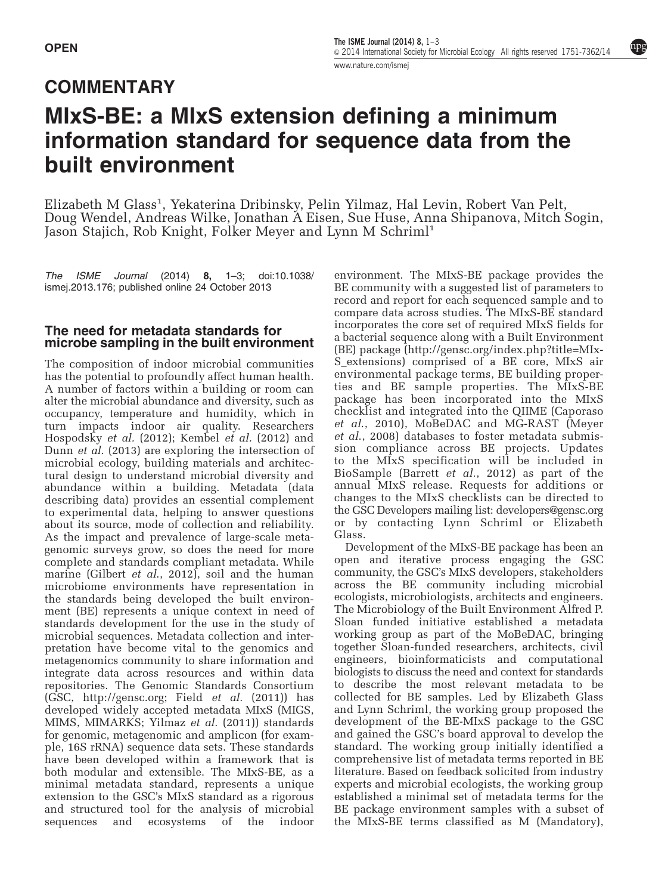OPEN

# COMMENTARY

# MIxS-BE: a MIxS extension defining a minimum information standard for sequence data from the built environment

Elizabeth M Glass[1], Yekaterina Dribinsky, Pelin Yilmaz, Hal Levin, Robert Van Pelt, Doug Wendel, Andreas Wilke, Jonathan A Eisen, Sue Huse, Anna Shipanova, Mitch Sogin, Jason Stajich, Rob Knight, Folker Meyer and Lynn M Schriml[1]

*The ISME Journal* (2014) **8,** 1–3; doi:10.1038/ismej.2013.176; published online 24 October 2013

## The need for metadata standards for microbe sampling in the built environment

The composition of indoor microbial communities has the potential to profoundly affect human health. A number of factors within a building or room can alter the microbial abundance and diversity, such as occupancy, temperature and humidity, which in turn impacts indoor air quality. Researchers Hospodsky *et al.* (2012); Kembel *et al.* (2012) and Dunn *et al.* (2013) are exploring the intersection of microbial ecology, building materials and architectural design to understand microbial diversity and abundance within a building. Metadata (data describing data) provides an essential complement to experimental data, helping to answer questions about its source, mode of collection and reliability. As the impact and prevalence of large-scale metagenomic surveys grow, so does the need for more complete and standards compliant metadata. While marine (Gilbert *et al.*, 2012), soil and the human microbiome environments have representation in the standards being developed the built environment (BE) represents a unique context in need of standards development for the use in the study of microbial sequences. Metadata collection and interpretation have become vital to the genomics and metagenomics community to share information and integrate data across resources and within data repositories. The Genomic Standards Consortium (GSC, http://gensc.org; Field *et al.* (2011)) has developed widely accepted metadata MIxS (MIGS, MIMS, MIMARKS; Yilmaz *et al.* (2011)) standards for genomic, metagenomic and amplicon (for example, 16S rRNA) sequence data sets. These standards have been developed within a framework that is both modular and extensible. The MIxS-BE, as a minimal metadata standard, represents a unique extension to the GSC's MIxS standard as a rigorous and structured tool for the analysis of microbial sequences and ecosystems of the indoor environment. The MIxS-BE package provides the BE community with a suggested list of parameters to record and report for each sequenced sample and to compare data across studies. The MIxS-BE standard incorporates the core set of required MIxS fields for a bacterial sequence along with a Built Environment (BE) package (http://gensc.org/index.php?title=MIxS_extensions) comprised of a BE core, MIxS air environmental package terms, BE building properties and BE sample properties. The MIxS-BE package has been incorporated into the MIxS checklist and integrated into the QIIME (Caporaso *et al.*, 2010), MoBeDAC and MG-RAST (Meyer *et al.*, 2008) databases to foster metadata submission compliance across BE projects. Updates to the MIxS specification will be included in BioSample (Barrett *et al.*, 2012) as part of the annual MIxS release. Requests for additions or changes to the MIxS checklists can be directed to the GSC Developers mailing list: developers@gensc.org or by contacting Lynn Schriml or Elizabeth Glass.

Development of the MIxS-BE package has been an open and iterative process engaging the GSC community, the GSC's MIxS developers, stakeholders across the BE community including microbial ecologists, microbiologists, architects and engineers. The Microbiology of the Built Environment Alfred P. Sloan funded initiative established a metadata working group as part of the MoBeDAC, bringing together Sloan-funded researchers, architects, civil engineers, bioinformaticists and computational biologists to discuss the need and context for standards to describe the most relevant metadata to be collected for BE samples. Led by Elizabeth Glass and Lynn Schriml, the working group proposed the development of the BE-MIxS package to the GSC and gained the GSC's board approval to develop the standard. The working group initially identified a comprehensive list of metadata terms reported in BE literature. Based on feedback solicited from industry experts and microbial ecologists, the working group established a minimal set of metadata terms for the BE package environment samples with a subset of the MIxS-BE terms classified as M (Mandatory),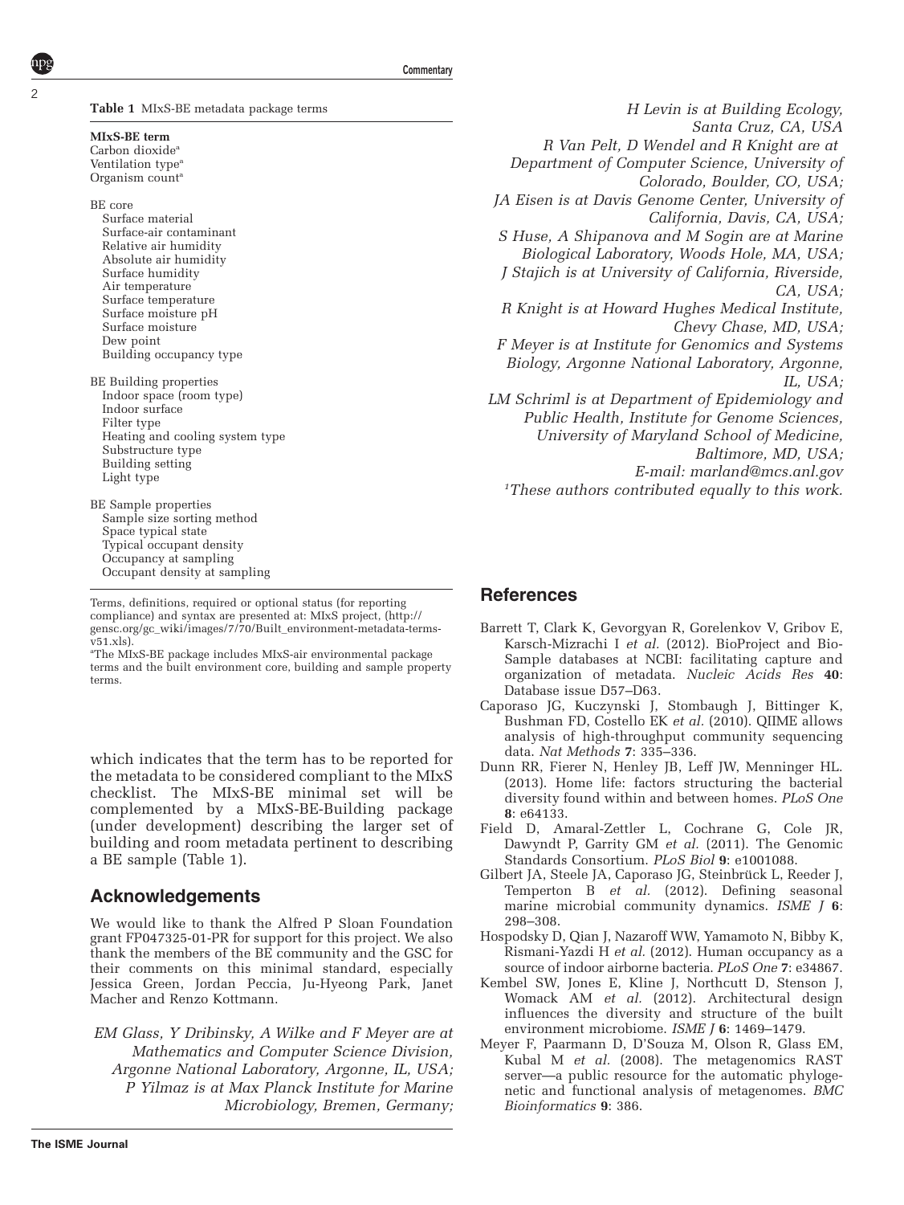**Table 1** MIxS-BE metadata package terms

| MIxS-BE term |
|---|
| Carbon dioxide[a] |
| Ventilation type[a] |
| Organism count[a] |
| |
| BE core |
| Surface material |
| Surface-air contaminant |
| Relative air humidity |
| Absolute air humidity |
| Surface humidity |
| Air temperature |
| Surface temperature |
| Surface moisture pH |
| Surface moisture |
| Dew point |
| Building occupancy type |
| |
| BE Building properties |
| Indoor space (room type) |
| Indoor surface |
| Filter type |
| Heating and cooling system type |
| Substructure type |
| Building setting |
| Light type |
| |
| BE Sample properties |
| Sample size sorting method |
| Space typical state |
| Typical occupant density |
| Occupancy at sampling |
| Occupant density at sampling |

Terms, definitions, required or optional status (for reporting compliance) and syntax are presented at: MIxS project, (http://gensc.org/gc_wiki/images/7/70/Built_environment-metadata-terms-v51.xls).

[a]The MIxS-BE package includes MIxS-air environmental package terms and the built environment core, building and sample property terms.

which indicates that the term has to be reported for the metadata to be considered compliant to the MIxS checklist. The MIxS-BE minimal set will be complemented by a MIxS-BE-Building package (under development) describing the larger set of building and room metadata pertinent to describing a BE sample (Table 1).

## Acknowledgements

We would like to thank the Alfred P Sloan Foundation grant FP047325-01-PR for support for this project. We also thank the members of the BE community and the GSC for their comments on this minimal standard, especially Jessica Green, Jordan Peccia, Ju-Hyeong Park, Janet Macher and Renzo Kottmann.

*EM Glass, Y Dribinsky, A Wilke and F Meyer are at Mathematics and Computer Science Division, Argonne National Laboratory, Argonne, IL, USA; P Yilmaz is at Max Planck Institute for Marine Microbiology, Bremen, Germany; H Levin is at Building Ecology, Santa Cruz, CA, USA R Van Pelt, D Wendel and R Knight are at Department of Computer Science, University of Colorado, Boulder, CO, USA; JA Eisen is at Davis Genome Center, University of California, Davis, CA, USA; S Huse, A Shipanova and M Sogin are at Marine Biological Laboratory, Woods Hole, MA, USA; J Stajich is at University of California, Riverside, CA, USA; R Knight is at Howard Hughes Medical Institute, Chevy Chase, MD, USA; F Meyer is at Institute for Genomics and Systems Biology, Argonne National Laboratory, Argonne, IL, USA; LM Schriml is at Department of Epidemiology and Public Health, Institute for Genome Sciences, University of Maryland School of Medicine, Baltimore, MD, USA; E-mail: marland@mcs.anl.gov*
*[1]These authors contributed equally to this work.*

## References

Barrett T, Clark K, Gevorgyan R, Gorelenkov V, Gribov E, Karsch-Mizrachi I *et al.* (2012). BioProject and BioSample databases at NCBI: facilitating capture and organization of metadata. *Nucleic Acids Res* **40**: Database issue D57–D63.

Caporaso JG, Kuczynski J, Stombaugh J, Bittinger K, Bushman FD, Costello EK *et al.* (2010). QIIME allows analysis of high-throughput community sequencing data. *Nat Methods* **7**: 335–336.

Dunn RR, Fierer N, Henley JB, Leff JW, Menninger HL. (2013). Home life: factors structuring the bacterial diversity found within and between homes. *PLoS One* **8**: e64133.

Field D, Amaral-Zettler L, Cochrane G, Cole JR, Dawyndt P, Garrity GM *et al.* (2011). The Genomic Standards Consortium. *PLoS Biol* **9**: e1001088.

Gilbert JA, Steele JA, Caporaso JG, Steinbrück L, Reeder J, Temperton B *et al.* (2012). Defining seasonal marine microbial community dynamics. *ISME J* **6**: 298–308.

Hospodsky D, Qian J, Nazaroff WW, Yamamoto N, Bibby K, Rismani-Yazdi H *et al.* (2012). Human occupancy as a source of indoor airborne bacteria. *PLoS One* **7**: e34867.

Kembel SW, Jones E, Kline J, Northcutt D, Stenson J, Womack AM *et al.* (2012). Architectural design influences the diversity and structure of the built environment microbiome. *ISME J* **6**: 1469–1479.

Meyer F, Paarmann D, D'Souza M, Olson R, Glass EM, Kubal M *et al.* (2008). The metagenomics RAST server—a public resource for the automatic phylogenetic and functional analysis of metagenomes. *BMC Bioinformatics* **9**: 386.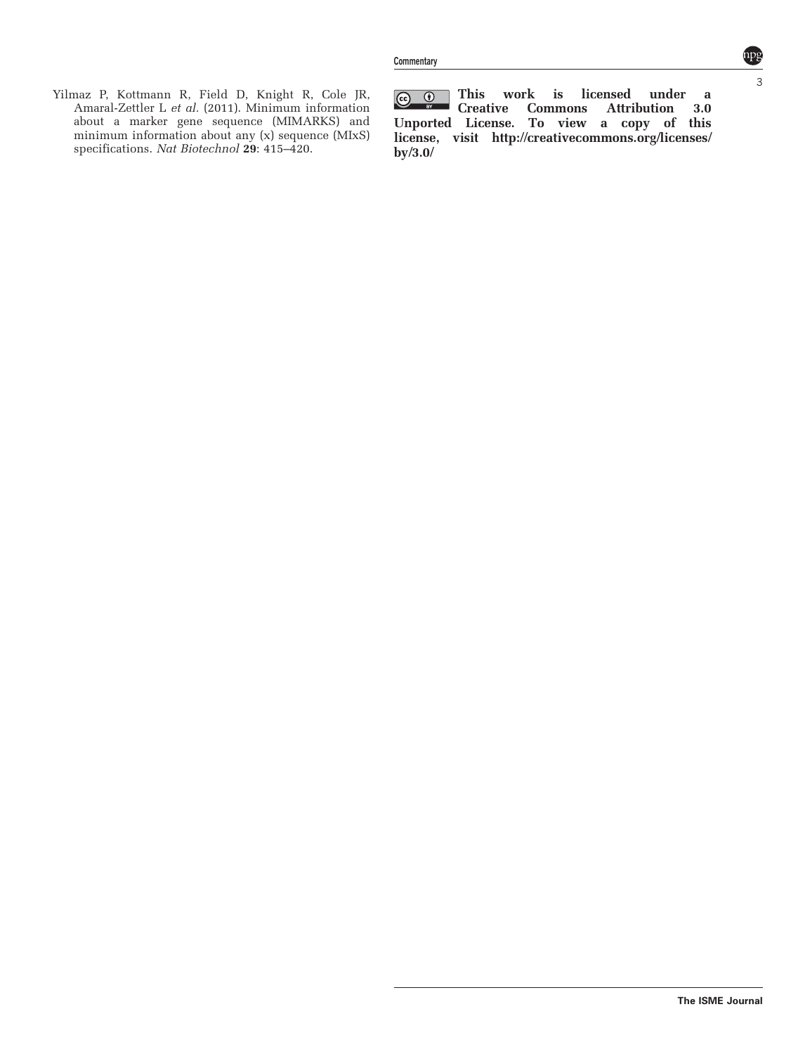Yilmaz P, Kottmann R, Field D, Knight R, Cole JR, Amaral-Zettler L *et al.* (2011). Minimum information about a marker gene sequence (MIMARKS) and minimum information about any (x) sequence (MIxS) specifications. *Nat Biotechnol* **29**: 415–420.

**This work is licensed under a Creative Commons Attribution 3.0 Unported License. To view a copy of this license, visit http://creativecommons.org/licenses/by/3.0/**